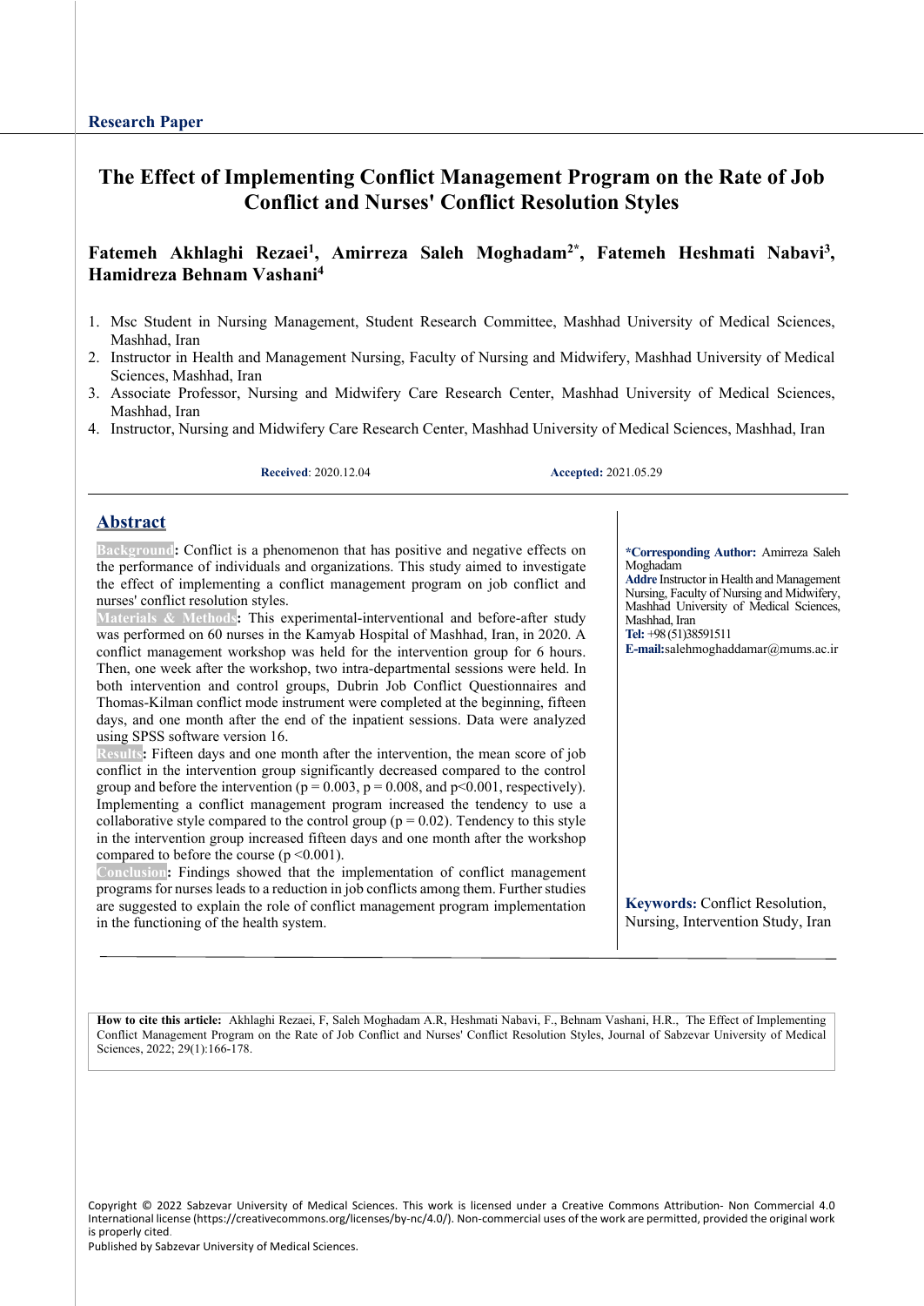Research Paper

# The Effect of Implementing Conflict Management Program on the Rate of Job Conflict and Nurses' Conflict Resolution Styles

**Fatemeh Akhlaghi Rezaei[1], Amirreza Saleh Moghadam[2*], Fatemeh Heshmati Nabavi[3], Hamidreza Behnam Vashani[4]**

1. Msc Student in Nursing Management, Student Research Committee, Mashhad University of Medical Sciences, Mashhad, Iran
2. Instructor in Health and Management Nursing, Faculty of Nursing and Midwifery, Mashhad University of Medical Sciences, Mashhad, Iran
3. Associate Professor, Nursing and Midwifery Care Research Center, Mashhad University of Medical Sciences, Mashhad, Iran
4. Instructor, Nursing and Midwifery Care Research Center, Mashhad University of Medical Sciences, Mashhad, Iran

**Received**: 2020.12.04 **Accepted:** 2021.05.29

## Abstract

**Background:** Conflict is a phenomenon that has positive and negative effects on the performance of individuals and organizations. This study aimed to investigate the effect of implementing a conflict management program on job conflict and nurses' conflict resolution styles.

**Materials & Methods:** This experimental-interventional and before-after study was performed on 60 nurses in the Kamyab Hospital of Mashhad, Iran, in 2020. A conflict management workshop was held for the intervention group for 6 hours. Then, one week after the workshop, two intra-departmental sessions were held. In both intervention and control groups, Dubrin Job Conflict Questionnaires and Thomas-Kilman conflict mode instrument were completed at the beginning, fifteen days, and one month after the end of the inpatient sessions. Data were analyzed using SPSS software version 16.

**Results:** Fifteen days and one month after the intervention, the mean score of job conflict in the intervention group significantly decreased compared to the control group and before the intervention ($p = 0.003$, $p = 0.008$, and $p<0.001$, respectively). Implementing a conflict management program increased the tendency to use a collaborative style compared to the control group ($p = 0.02$). Tendency to this style in the intervention group increased fifteen days and one month after the workshop compared to before the course ($p <0.001$).

**Conclusion:** Findings showed that the implementation of conflict management programs for nurses leads to a reduction in job conflicts among them. Further studies are suggested to explain the role of conflict management program implementation in the functioning of the health system.

**Keywords:** Conflict Resolution, Nursing, Intervention Study, Iran

**\*Corresponding Author:** Amirreza Saleh Moghadam
**Addre** Instructor in Health and Management Nursing, Faculty of Nursing and Midwifery, Mashhad University of Medical Sciences, Mashhad, Iran
**Tel:** +98 (51)38591511
**E-mail:** salehmoghaddamar@mums.ac.ir

**How to cite this article:** Akhlaghi Rezaei, F, Saleh Moghadam A.R, Heshmati Nabavi, F., Behnam Vashani, H.R., The Effect of Implementing Conflict Management Program on the Rate of Job Conflict and Nurses' Conflict Resolution Styles, Journal of Sabzevar University of Medical Sciences, 2022; 29(1):166-178.

Copyright © 2022 Sabzevar University of Medical Sciences. This work is licensed under a Creative Commons Attribution- Non Commercial 4.0 International license (https://creativecommons.org/licenses/by-nc/4.0/). Non-commercial uses of the work are permitted, provided the original work is properly cited.
Published by Sabzevar University of Medical Sciences.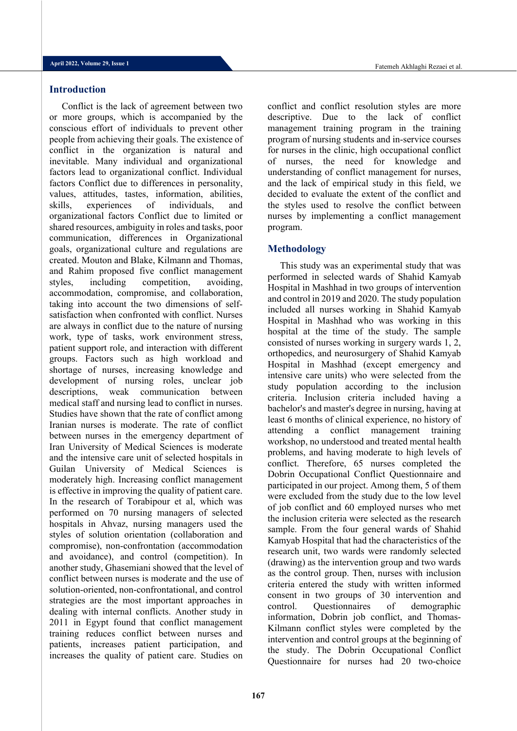## Introduction

Conflict is the lack of agreement between two or more groups, which is accompanied by the conscious effort of individuals to prevent other people from achieving their goals. The existence of conflict in the organization is natural and inevitable. Many individual and organizational factors lead to organizational conflict. Individual factors Conflict due to differences in personality, values, attitudes, tastes, information, abilities, skills, experiences of individuals, and organizational factors Conflict due to limited or shared resources, ambiguity in roles and tasks, poor communication, differences in Organizational goals, organizational culture and regulations are created. Mouton and Blake, Kilmann and Thomas, and Rahim proposed five conflict management styles, including competition, avoiding, accommodation, compromise, and collaboration, taking into account the two dimensions of self-satisfaction when confronted with conflict. Nurses are always in conflict due to the nature of nursing work, type of tasks, work environment stress, patient support role, and interaction with different groups. Factors such as high workload and shortage of nurses, increasing knowledge and development of nursing roles, unclear job descriptions, weak communication between medical staff and nursing lead to conflict in nurses. Studies have shown that the rate of conflict among Iranian nurses is moderate. The rate of conflict between nurses in the emergency department of Iran University of Medical Sciences is moderate and the intensive care unit of selected hospitals in Guilan University of Medical Sciences is moderately high. Increasing conflict management is effective in improving the quality of patient care. In the research of Torabipour et al, which was performed on 70 nursing managers of selected hospitals in Ahvaz, nursing managers used the styles of solution orientation (collaboration and compromise), non-confrontation (accommodation and avoidance), and control (competition). In another study, Ghasemiani showed that the level of conflict between nurses is moderate and the use of solution-oriented, non-confrontational, and control strategies are the most important approaches in dealing with internal conflicts. Another study in 2011 in Egypt found that conflict management training reduces conflict between nurses and patients, increases patient participation, and increases the quality of patient care. Studies on conflict and conflict resolution styles are more descriptive. Due to the lack of conflict management training program in the training program of nursing students and in-service courses for nurses in the clinic, high occupational conflict of nurses, the need for knowledge and understanding of conflict management for nurses, and the lack of empirical study in this field, we decided to evaluate the extent of the conflict and the styles used to resolve the conflict between nurses by implementing a conflict management program.

## Methodology

This study was an experimental study that was performed in selected wards of Shahid Kamyab Hospital in Mashhad in two groups of intervention and control in 2019 and 2020. The study population included all nurses working in Shahid Kamyab Hospital in Mashhad who was working in this hospital at the time of the study. The sample consisted of nurses working in surgery wards 1, 2, orthopedics, and neurosurgery of Shahid Kamyab Hospital in Mashhad (except emergency and intensive care units) who were selected from the study population according to the inclusion criteria. Inclusion criteria included having a bachelor's and master's degree in nursing, having at least 6 months of clinical experience, no history of attending a conflict management training workshop, no understood and treated mental health problems, and having moderate to high levels of conflict. Therefore, 65 nurses completed the Dobrin Occupational Conflict Questionnaire and participated in our project. Among them, 5 of them were excluded from the study due to the low level of job conflict and 60 employed nurses who met the inclusion criteria were selected as the research sample. From the four general wards of Shahid Kamyab Hospital that had the characteristics of the research unit, two wards were randomly selected (drawing) as the intervention group and two wards as the control group. Then, nurses with inclusion criteria entered the study with written informed consent in two groups of 30 intervention and control. Questionnaires of demographic information, Dobrin job conflict, and Thomas-Kilmann conflict styles were completed by the intervention and control groups at the beginning of the study. The Dobrin Occupational Conflict Questionnaire for nurses had 20 two-choice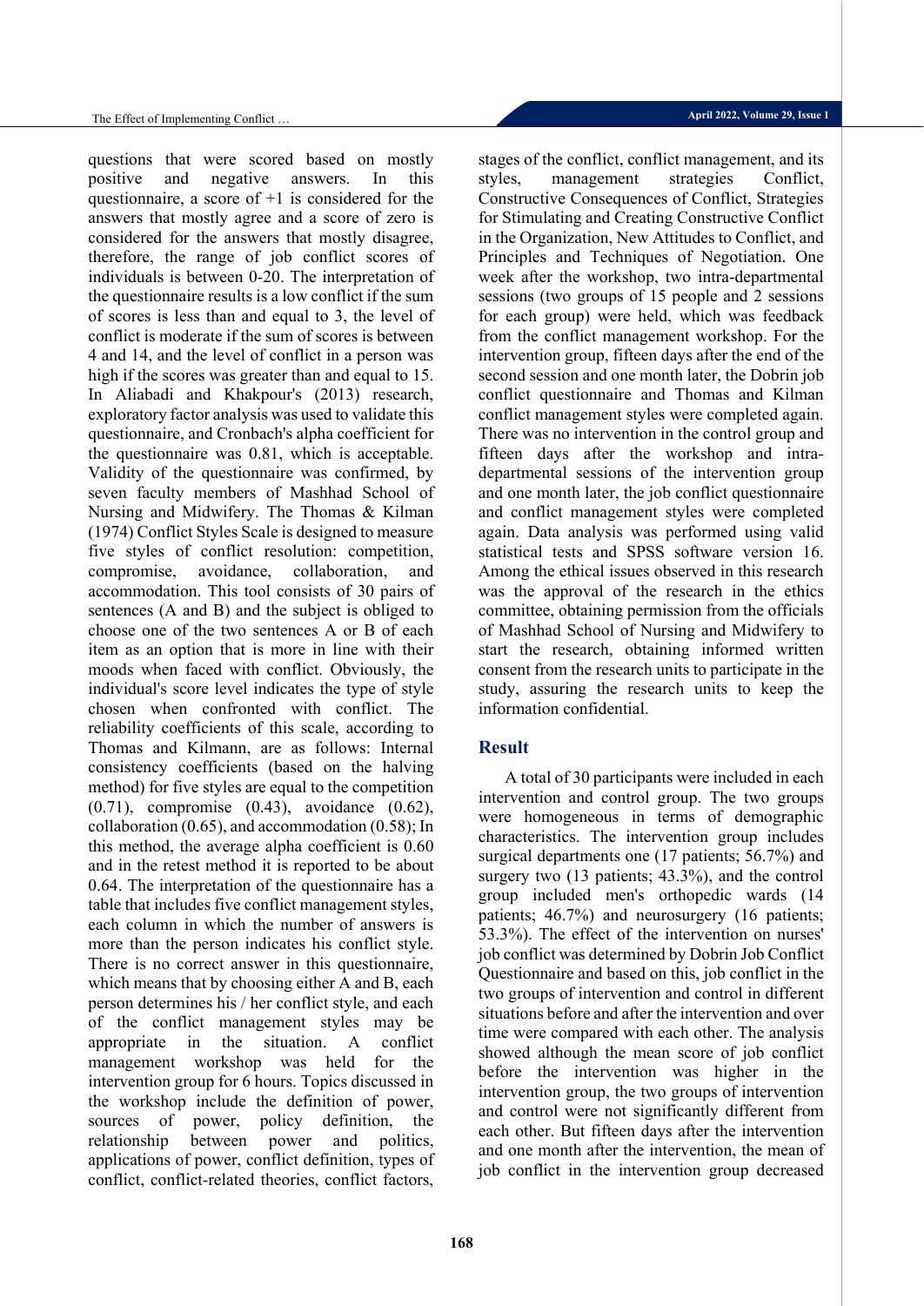questions that were scored based on mostly positive and negative answers. In this questionnaire, a score of +1 is considered for the answers that mostly agree and a score of zero is considered for the answers that mostly disagree, therefore, the range of job conflict scores of individuals is between 0-20. The interpretation of the questionnaire results is a low conflict if the sum of scores is less than and equal to 3, the level of conflict is moderate if the sum of scores is between 4 and 14, and the level of conflict in a person was high if the scores was greater than and equal to 15. In Aliabadi and Khakpour's (2013) research, exploratory factor analysis was used to validate this questionnaire, and Cronbach's alpha coefficient for the questionnaire was 0.81, which is acceptable. Validity of the questionnaire was confirmed, by seven faculty members of Mashhad School of Nursing and Midwifery. The Thomas & Kilman (1974) Conflict Styles Scale is designed to measure five styles of conflict resolution: competition, compromise, avoidance, collaboration, and accommodation. This tool consists of 30 pairs of sentences (A and B) and the subject is obliged to choose one of the two sentences A or B of each item as an option that is more in line with their moods when faced with conflict. Obviously, the individual's score level indicates the type of style chosen when confronted with conflict. The reliability coefficients of this scale, according to Thomas and Kilmann, are as follows: Internal consistency coefficients (based on the halving method) for five styles are equal to the competition (0.71), compromise (0.43), avoidance (0.62), collaboration (0.65), and accommodation (0.58); In this method, the average alpha coefficient is 0.60 and in the retest method it is reported to be about 0.64. The interpretation of the questionnaire has a table that includes five conflict management styles, each column in which the number of answers is more than the person indicates his conflict style. There is no correct answer in this questionnaire, which means that by choosing either A and B, each person determines his / her conflict style, and each of the conflict management styles may be appropriate in the situation. A conflict management workshop was held for the intervention group for 6 hours. Topics discussed in the workshop include the definition of power, sources of power, policy definition, the relationship between power and politics, applications of power, conflict definition, types of conflict, conflict-related theories, conflict factors, stages of the conflict, conflict management, and its styles, management strategies Conflict, Constructive Consequences of Conflict, Strategies for Stimulating and Creating Constructive Conflict in the Organization, New Attitudes to Conflict, and Principles and Techniques of Negotiation. One week after the workshop, two intra-departmental sessions (two groups of 15 people and 2 sessions for each group) were held, which was feedback from the conflict management workshop. For the intervention group, fifteen days after the end of the second session and one month later, the Dobrin job conflict questionnaire and Thomas and Kilman conflict management styles were completed again. There was no intervention in the control group and fifteen days after the workshop and intra-departmental sessions of the intervention group and one month later, the job conflict questionnaire and conflict management styles were completed again. Data analysis was performed using valid statistical tests and SPSS software version 16. Among the ethical issues observed in this research was the approval of the research in the ethics committee, obtaining permission from the officials of Mashhad School of Nursing and Midwifery to start the research, obtaining informed written consent from the research units to participate in the study, assuring the research units to keep the information confidential.

## Result

A total of 30 participants were included in each intervention and control group. The two groups were homogeneous in terms of demographic characteristics. The intervention group includes surgical departments one (17 patients; 56.7%) and surgery two (13 patients; 43.3%), and the control group included men's orthopedic wards (14 patients; 46.7%) and neurosurgery (16 patients; 53.3%). The effect of the intervention on nurses' job conflict was determined by Dobrin Job Conflict Questionnaire and based on this, job conflict in the two groups of intervention and control in different situations before and after the intervention and over time were compared with each other. The analysis showed although the mean score of job conflict before the intervention was higher in the intervention group, the two groups of intervention and control were not significantly different from each other. But fifteen days after the intervention and one month after the intervention, the mean of job conflict in the intervention group decreased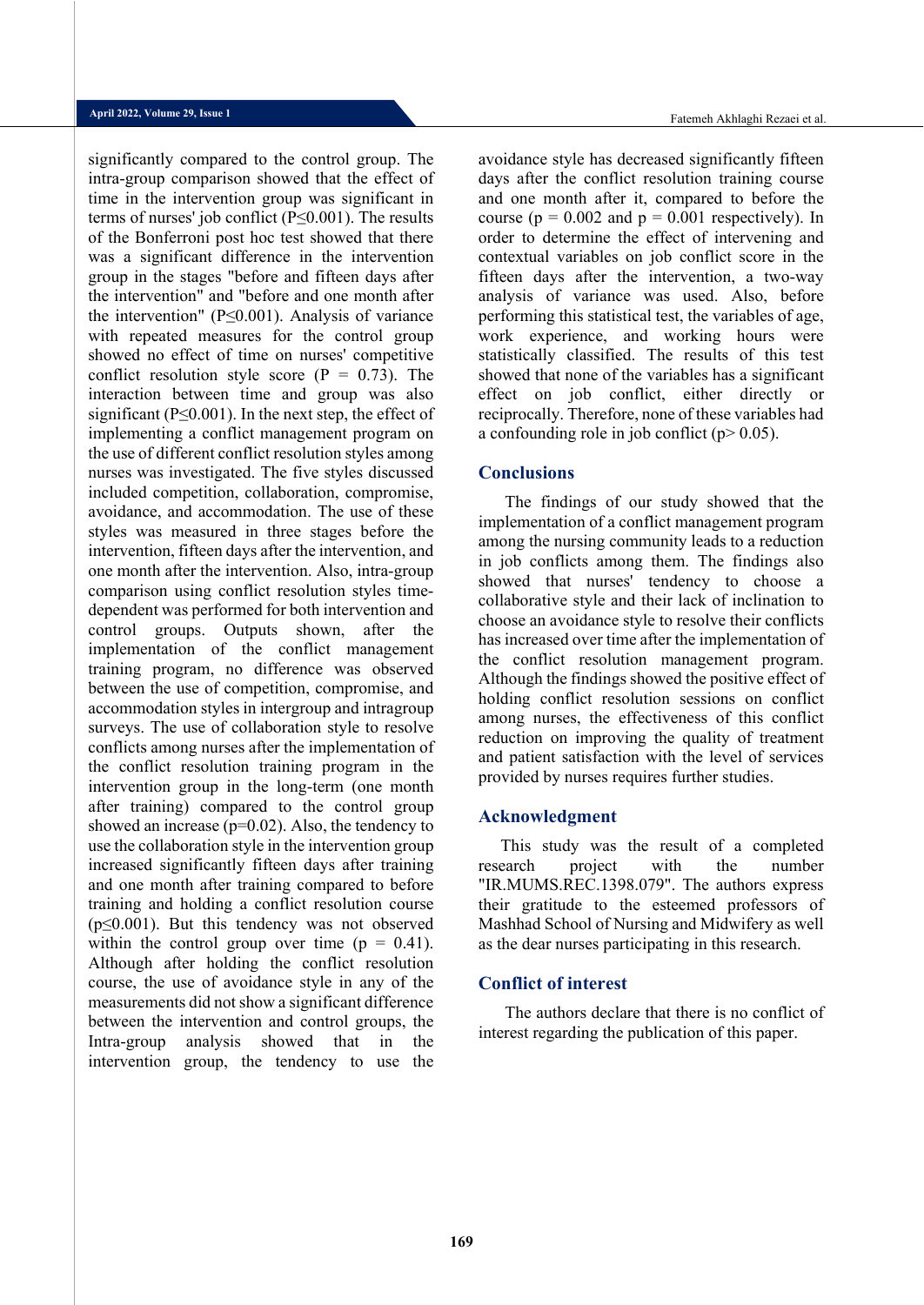significantly compared to the control group. The intra-group comparison showed that the effect of time in the intervention group was significant in terms of nurses' job conflict ($P \leq 0.001$). The results of the Bonferroni post hoc test showed that there was a significant difference in the intervention group in the stages "before and fifteen days after the intervention" and "before and one month after the intervention" ($P \leq 0.001$). Analysis of variance with repeated measures for the control group showed no effect of time on nurses' competitive conflict resolution style score ($P = 0.73$). The interaction between time and group was also significant ($P \leq 0.001$). In the next step, the effect of implementing a conflict management program on the use of different conflict resolution styles among nurses was investigated. The five styles discussed included competition, collaboration, compromise, avoidance, and accommodation. The use of these styles was measured in three stages before the intervention, fifteen days after the intervention, and one month after the intervention. Also, intra-group comparison using conflict resolution styles time-dependent was performed for both intervention and control groups. Outputs shown, after the implementation of the conflict management training program, no difference was observed between the use of competition, compromise, and accommodation styles in intergroup and intragroup surveys. The use of collaboration style to resolve conflicts among nurses after the implementation of the conflict resolution training program in the intervention group in the long-term (one month after training) compared to the control group showed an increase ($p=0.02$). Also, the tendency to use the collaboration style in the intervention group increased significantly fifteen days after training and one month after training compared to before training and holding a conflict resolution course ($p \leq 0.001$). But this tendency was not observed within the control group over time ($p = 0.41$). Although after holding the conflict resolution course, the use of avoidance style in any of the measurements did not show a significant difference between the intervention and control groups, the Intra-group analysis showed that in the intervention group, the tendency to use the avoidance style has decreased significantly fifteen days after the conflict resolution training course and one month after it, compared to before the course ($p = 0.002$ and $p = 0.001$ respectively). In order to determine the effect of intervening and contextual variables on job conflict score in the fifteen days after the intervention, a two-way analysis of variance was used. Also, before performing this statistical test, the variables of age, work experience, and working hours were statistically classified. The results of this test showed that none of the variables has a significant effect on job conflict, either directly or reciprocally. Therefore, none of these variables had a confounding role in job conflict ($p > 0.05$).

## Conclusions

The findings of our study showed that the implementation of a conflict management program among the nursing community leads to a reduction in job conflicts among them. The findings also showed that nurses' tendency to choose a collaborative style and their lack of inclination to choose an avoidance style to resolve their conflicts has increased over time after the implementation of the conflict resolution management program. Although the findings showed the positive effect of holding conflict resolution sessions on conflict among nurses, the effectiveness of this conflict reduction on improving the quality of treatment and patient satisfaction with the level of services provided by nurses requires further studies.

## Acknowledgment

This study was the result of a completed research project with the number "IR.MUMS.REC.1398.079". The authors express their gratitude to the esteemed professors of Mashhad School of Nursing and Midwifery as well as the dear nurses participating in this research.

## Conflict of interest

The authors declare that there is no conflict of interest regarding the publication of this paper.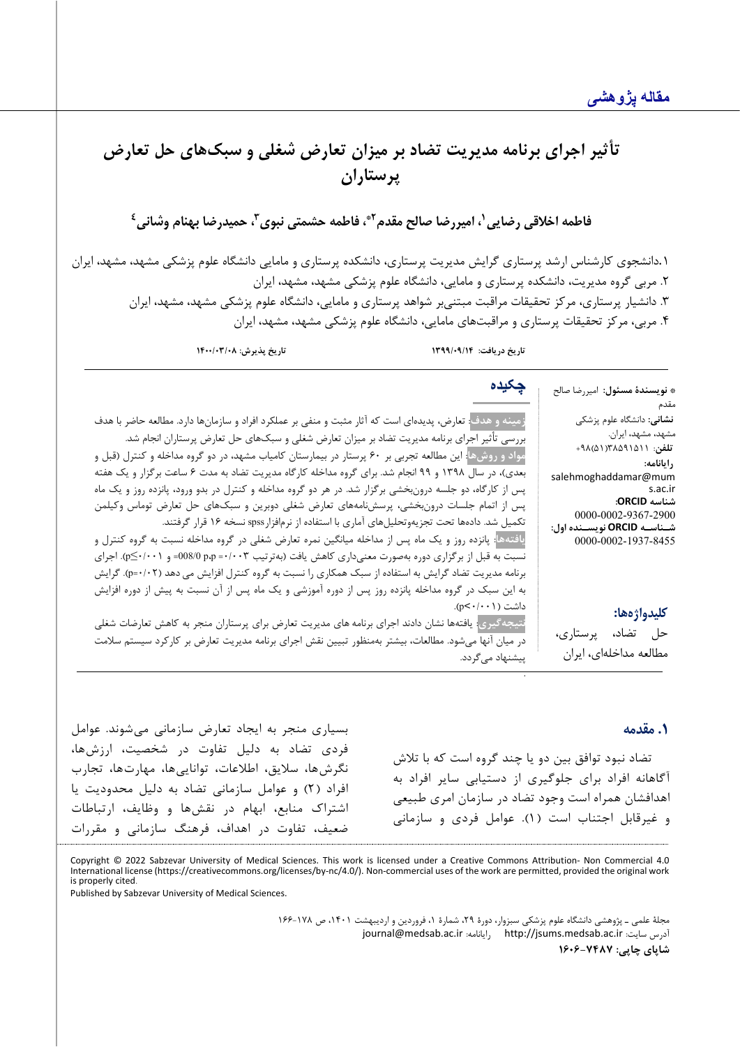**مقاله پژوهشی**

# تأثیر اجرای برنامه مدیریت تضاد بر میزان تعارض شغلی و سبک‌های حل تعارض پرستاران

**فاطمه اخلاقی رضایی[1]، امیررضا صالح مقدم[2*]، فاطمه حشمتی نبوی[3]، حمیدرضا بهنام وشانی[4]**

۱.دانشجوی کارشناس ارشد پرستاری گرایش مدیریت پرستاری، دانشکده پرستاری و مامایی دانشگاه علوم پزشکی مشهد، مشهد، ایران
۲. مربی گروه مدیریت، دانشکده پرستاری و مامایی، دانشگاه علوم پزشکی مشهد، مشهد، ایران
۳. دانشیار پرستاری، مرکز تحقیقات مراقبت مبتنی‌بر شواهد پرستاری و مامایی، دانشگاه علوم پزشکی مشهد، مشهد، ایران
۴. مربی، مرکز تحقیقات پرستاری و مراقبت‌های مامایی، دانشگاه علوم پزشکی مشهد، مشهد، ایران

**تاریخ دریافت: ۱۳۹۹/۰۹/۱۴** **تاریخ پذیرش: ۱۴۰۰/۰۳/۰۸**

\* **نویسندهٔ مسئول:** امیررضا صالح مقدم
**نشانی:** دانشگاه علوم پزشکی مشهد، مشهد، ایران.
**تلفن:** ۳۸۵۹۱۵۱۱(۵۱)۹۸+
**رایانامه:** salehmoghaddamar@mums.ac.ir
**شناسه ORCID:** 0000-0002-9367-2900
**شناسه ORCID نویسنده اول:** 0000-0002-1937-8455

## چکیده

**زمینه و هدف:** تعارض، پدیده‌ای است که آثار مثبت و منفی بر عملکرد افراد و سازمان‌ها دارد. مطالعه حاضر با هدف بررسی تأثیر اجرای برنامه مدیریت تضاد بر میزان تعارض شغلی و سبک‌های حل تعارض پرستاران انجام شد.

**مواد و روش‌ها:** این مطالعه تجربی بر ۶۰ پرستار در بیمارستان کامیاب مشهد، در دو گروه مداخله و کنترل (قبل و بعدی)، در سال ۱۳۹۸ و ۹۹ انجام شد. برای گروه مداخله کارگاه مدیریت تضاد به مدت ۶ ساعت برگزار و یک هفته پس از کارگاه، دو جلسه درون‌بخشی برگزار شد. در هر دو گروه مداخله و کنترل در بدو ورود، پانزده روز و یک ماه پس از اتمام جلسات درون‌بخشی، پرسش‌نامه‌های تعارض شغلی دوبرین و سبک‌های حل تعارض توماس وکیلمن تکمیل شد. داده‌ها تحت تجزیه‌وتحلیل‌های آماری با استفاده از نرم‌افزارspss نسخه ۱۶ قرار گرفتند.

**یافته‌ها:** پانزده روز و یک ماه پس از مداخله میانگین نمره تعارض شغلی در گروه مداخله نسبت به گروه کنترل و نسبت به قبل از برگزاری دوره به‌صورت معنی‌داری کاهش یافت (به‌ترتیب p،p= ۰/۰۰۳ =008/0 و p≤۰/۰۰۱). اجرای برنامه مدیریت تضاد گرایش به استفاده از سبک همکاری را نسبت به گروه کنترل افزایش می دهد (p=۰/۰۲). گرایش به این سبک در گروه مداخله پانزده روز پس از دوره آموزشی و یک ماه پس از آن نسبت به پیش از دوره افزایش داشت (p<۰/۰۰۱).

**نتیجه‌گیری:** یافته‌ها نشان دادند اجرای برنامه های مدیریت تعارض برای پرستاران منجر به کاهش تعارضات شغلی در میان آنها می‌شود. مطالعات، بیشتر به‌منظور تبیین نقش اجرای برنامه مدیریت تعارض بر کارکرد سیستم سلامت پیشنهاد می‌گردد.

**کلیدواژه‌ها:**
حل تضاد، پرستاری، مطالعه مداخله‌ای، ایران

## ۱. مقدمه

تضاد نبود توافق بین دو یا چند گروه است که با تلاش آگاهانه افراد برای جلوگیری از دستیابی سایر افراد به اهدافشان همراه است وجود تضاد در سازمان امری طبیعی و غیرقابل اجتناب است (۱). عوامل فردی و سازمانی بسیاری منجر به ایجاد تعارض سازمانی می‌شوند. عوامل فردی تضاد به دلیل تفاوت در شخصیت، ارزش‌ها، نگرش‌ها، سلایق، اطلاعات، توانایی‌ها، مهارت‌ها، تجارب افراد (۲) و عوامل سازمانی تضاد به دلیل محدودیت یا اشتراک منابع، ابهام در نقش‌ها و وظایف، ارتباطات ضعیف، تفاوت در اهداف، فرهنگ سازمانی و مقررات

Copyright © 2022 Sabzevar University of Medical Sciences. This work is licensed under a Creative Commons Attribution- Non Commercial 4.0 International license (https://creativecommons.org/licenses/by-nc/4.0/). Non-commercial uses of the work are permitted, provided the original work is properly cited.
Published by Sabzevar University of Medical Sciences.

شاپای چاپی: ۷۴۸۷-۱۶۰۶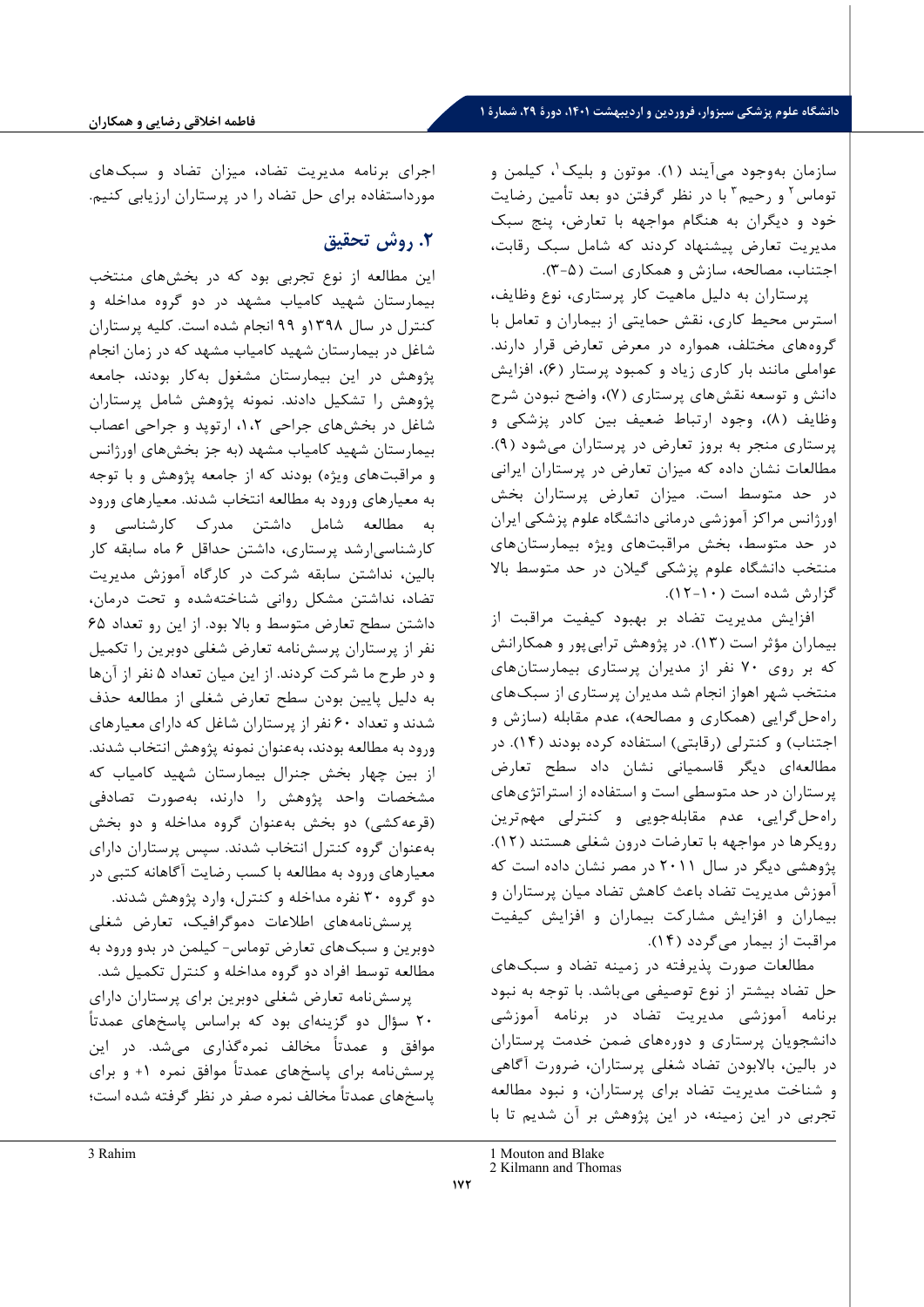سازمان به‌وجود می‌آیند (۱). موتون و بلیک[1]، کیلمن و توماس[2] و رحیم[3] با در نظر گرفتن دو بعد تأمین رضایت خود و دیگران به هنگام مواجهه با تعارض، پنج سبک مدیریت تعارض پیشنهاد کردند که شامل سبک رقابت، اجتناب، مصالحه، سازش و همکاری است (۵-۳).

پرستاران به دلیل ماهیت کار پرستاری، نوع وظایف، استرس محیط کاری، نقش حمایتی از بیماران و تعامل با گروه‌های مختلف، همواره در معرض تعارض قرار دارند. عواملی مانند بار کاری زیاد و کمبود پرستار (۶)، افزایش دانش و توسعه نقش‌های پرستاری (۷)، واضح نبودن شرح وظایف (۸)، وجود ارتباط ضعیف بین کادر پزشکی و پرستاری منجر به بروز تعارض در پرستاران می‌شود (۹). مطالعات نشان داده که میزان تعارض در پرستاران ایرانی در حد متوسط است. میزان تعارض پرستاران بخش اورژانس مراکز آموزشی درمانی دانشگاه علوم پزشکی ایران در حد متوسط، بخش مراقبت‌های ویژه بیمارستان‌های منتخب دانشگاه علوم پزشکی گیلان در حد متوسط بالا گزارش شده است (۱۰-۱۲).

افزایش مدیریت تضاد بر بهبود کیفیت مراقبت از بیماران مؤثر است (۱۳). در پژوهش ترابی‌پور و همکارانش که بر روی ۷۰ نفر از مدیران پرستاری بیمارستان‌های منتخب شهر اهواز انجام شد مدیران پرستاری از سبک‌های راه‌حل‌گرایی (همکاری و مصالحه)، عدم مقابله (سازش و اجتناب) و کنترلی (رقابتی) استفاده کرده بودند (۱۴). در مطالعه‌ای دیگر قاسمیانی نشان داد سطح تعارض پرستاران در حد متوسطی است و استفاده از استراتژی‌های راه‌حل‌گرایی، عدم مقابله‌جویی و کنترلی مهم‌ترین رویکرها در مواجهه با تعارضات درون شغلی هستند (۱۲). پژوهشی دیگر در سال ۲۰۱۱ در مصر نشان داده است که آموزش مدیریت تضاد باعث کاهش تضاد میان پرستاران و بیماران و افزایش مشارکت بیماران و افزایش کیفیت مراقبت از بیمار می‌گردد (۱۴).

مطالعات صورت پذیرفته در زمینه تضاد و سبک‌های حل تضاد بیشتر از نوع توصیفی می‌باشد. با توجه به نبود برنامه آموزشی مدیریت تضاد در برنامه آموزشی دانشجویان پرستاری و دوره‌های ضمن خدمت پرستاران در بالین، بالابودن تضاد شغلی پرستاران، ضرورت آگاهی و شناخت مدیریت تضاد برای پرستاران، و نبود مطالعه تجربی در این زمینه، در این پژوهش بر آن شدیم تا با اجرای برنامه مدیریت تضاد، میزان تضاد و سبک‌های مورداستفاده برای حل تضاد را در پرستاران ارزیابی کنیم.

## ۲. روش تحقیق

این مطالعه از نوع تجربی بود که در بخش‌های منتخب بیمارستان شهید کامیاب مشهد در دو گروه مداخله و کنترل در سال ۱۳۹۸و ۹۹ انجام شده است. کلیه پرستاران شاغل در بیمارستان شهید کامیاب مشهد که در زمان انجام پژوهش در این بیمارستان مشغول به‌کار بودند، جامعه پژوهش را تشکیل دادند. نمونه پژوهش شامل پرستاران شاغل در بخش‌های جراحی ۱،۲، ارتوپد و جراحی اعصاب بیمارستان شهید کامیاب مشهد (به جز بخش‌های اورژانس و مراقبت‌های ویژه) بودند که از جامعه پژوهش و با توجه به معیارهای ورود به مطالعه انتخاب شدند. معیارهای ورود به مطالعه شامل داشتن مدرک کارشناسی و کارشناسی‌ارشد پرستاری، داشتن حداقل ۶ ماه سابقه کار بالین، نداشتن سابقه شرکت در کارگاه آموزش مدیریت تضاد، نداشتن مشکل روانی شناخته‌شده و تحت درمان، داشتن سطح تعارض متوسط و بالا بود. از این رو تعداد ۶۵ نفر از پرستاران پرسش‌نامه تعارض شغلی دوبرین را تکمیل و در طرح ما شرکت کردند. از این میان تعداد ۵ نفر از آن‌ها به دلیل پایین بودن سطح تعارض شغلی از مطالعه حذف شدند و تعداد ۶۰ نفر از پرستاران شاغل که دارای معیارهای ورود به مطالعه بودند، به‌عنوان نمونه پژوهش انتخاب شدند. از بین چهار بخش جنرال بیمارستان شهید کامیاب که مشخصات واحد پژوهش را دارند، به‌صورت تصادفی (قرعه‌کشی) دو بخش به‌عنوان گروه مداخله و دو بخش به‌عنوان گروه کنترل انتخاب شدند. سپس پرستاران دارای معیارهای ورود به مطالعه با کسب رضایت آگاهانه کتبی در دو گروه ۳۰ نفره مداخله و کنترل، وارد پژوهش شدند.

پرسش‌نامه‌های اطلاعات دموگرافیک، تعارض شغلی دوبرین و سبک‌های تعارض توماس- کیلمن در بدو ورود به مطالعه توسط افراد دو گروه مداخله و کنترل تکمیل شد.

پرسش‌نامه تعارض شغلی دوبرین برای پرستاران دارای ۲۰ سؤال دو گزینه‌ای بود که براساس پاسخ‌های عمدتاً موافق و عمدتاً مخالف نمره‌گذاری می‌شد. در این پرسش‌نامه برای پاسخ‌های عمدتاً موافق نمره ۱+ و برای پاسخ‌های عمدتاً مخالف نمره صفر در نظر گرفته شده است؛

---

1 Mouton and Blake

2 Kilmann and Thomas

3 Rahim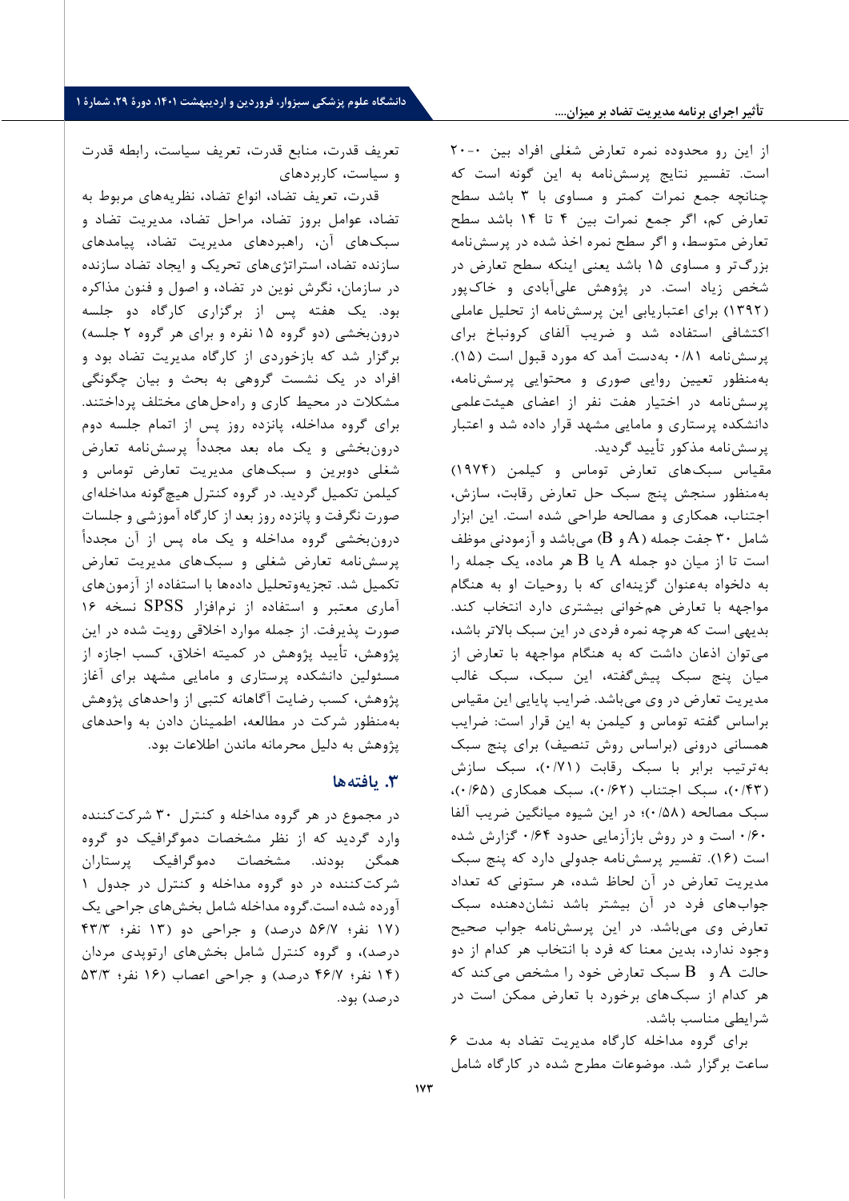از این رو محدوده نمره تعارض شغلی افراد بین ۰-۲۰ است. تفسیر نتایج پرسش‌نامه به این گونه است که چنانچه جمع نمرات کمتر و مساوی با ۳ باشد سطح تعارض کم، اگر جمع نمرات بین ۴ تا ۱۴ باشد سطح تعارض متوسط، و اگر سطح نمره اخذ شده در پرسش‌نامه بزرگ‌تر و مساوی ۱۵ باشد یعنی اینکه سطح تعارض در شخص زیاد است. در پژوهش علی‌آبادی و خاک‌پور (۱۳۹۲) برای اعتباریابی این پرسش‌نامه از تحلیل عاملی اکتشافی استفاده شد و ضریب آلفای کرونباخ برای پرسش‌نامه ۰/۸۱ به‌دست آمد که مورد قبول است (۱۵). به‌منظور تعیین روایی صوری و محتوایی پرسش‌نامه، پرسش‌نامه در اختیار هفت نفر از اعضای هیئت‌علمی دانشکده پرستاری و مامایی مشهد قرار داده شد و اعتبار پرسش‌نامه مذکور تأیید گردید.

مقیاس سبک‌های تعارض توماس و کیلمن (۱۹۷۴) به‌منظور سنجش پنج سبک حل تعارض رقابت، سازش، اجتناب، همکاری و مصالحه طراحی شده است. این ابزار شامل ۳۰ جفت جمله (A و B) می‌باشد و آزمودنی موظف است تا از میان دو جمله A یا B هر ماده، یک جمله را به دلخواه به‌عنوان گزینه‌ای که با روحیات او و به هنگام مواجهه با تعارض هم‌خوانی بیشتری دارد انتخاب کند. بدیهی است که هرچه نمره فردی در این سبک بالاتر باشد، می‌توان اذعان داشت که به هنگام مواجهه با تعارض از میان پنج سبک پیش‌گفته، این سبک، سبک غالب مدیریت تعارض در وی می‌باشد. ضرایب پایایی این مقیاس براساس گفته توماس و کیلمن به این قرار است: ضرایب همسانی درونی (براساس روش تنصیف) برای پنج سبک به‌ترتیب برابر با سبک رقابت (۰/۷۱)، سبک سازش (۰/۴۳)، سبک اجتناب (۰/۶۲)، سبک همکاری (۰/۶۵)، سبک مصالحه (۰/۵۸)؛ در این شیوه میانگین ضریب آلفا ۰/۶۰ است و در روش بازآزمایی حدود ۰/۶۴ گزارش شده است (۱۶). تفسیر پرسش‌نامه جدولی دارد که پنج سبک مدیریت تعارض در آن لحاظ شده، هر ستونی که تعداد جواب‌های فرد در آن بیشتر باشد نشان‌دهنده سبک تعارض وی می‌باشد. در این پرسش‌نامه جواب صحیح وجود ندارد، بدین معنا که فرد با انتخاب هر کدام از دو حالت A و B سبک تعارض خود را مشخص می‌کند که هر کدام از سبک‌های برخورد با تعارض ممکن است در شرایطی مناسب باشد.

برای گروه مداخله کارگاه مدیریت تضاد به مدت ۶ ساعت برگزار شد. موضوعات مطرح شده در کارگاه شامل تعریف قدرت، منابع قدرت، تعریف سیاست، رابطه قدرت و سیاست، کاربردهای

قدرت، تعریف تضاد، انواع تضاد، نظریه‌های مربوط به تضاد، عوامل بروز تضاد، مراحل تضاد، مدیریت تضاد و سبک‌های آن، راهبردهای مدیریت تضاد، پیامدهای سازنده تضاد، استراتژی‌های تحریک و ایجاد تضاد سازنده در سازمان، نگرش نوین در تضاد، و اصول و فنون مذاکره بود. یک هفته پس از برگزاری کارگاه دو جلسه درون‌بخشی (دو گروه ۱۵ نفره و برای هر گروه ۲ جلسه) برگزار شد که بازخوردی از کارگاه مدیریت تضاد بود و افراد در یک نشست گروهی به بحث و بیان چگونگی مشکلات در محیط کاری و راه‌حل‌های مختلف پرداختند. برای گروه مداخله، پانزده روز پس از اتمام جلسه دوم درون‌بخشی و یک ماه بعد مجدداً پرسش‌نامه تعارض شغلی دوبرین و سبک‌های مدیریت تعارض توماس و کیلمن تکمیل گردید. در گروه کنترل هیچ‌گونه مداخله‌ای صورت نگرفت و پانزده روز بعد از کارگاه آموزشی و جلسات درون‌بخشی گروه مداخله و یک ماه پس از آن مجدداً پرسش‌نامه تعارض شغلی و سبک‌های مدیریت تعارض تکمیل شد. تجزیه‌وتحلیل داده‌ها با استفاده از آزمون‌های آماری معتبر و استفاده از نرم‌افزار SPSS نسخه ۱۶ صورت پذیرفت. از جمله موارد اخلاقی رویت شده در این پژوهش، تأیید پژوهش در کمیته اخلاق، کسب اجازه از مسئولین دانشکده پرستاری و مامایی مشهد برای آغاز پژوهش، کسب رضایت آگاهانه کتبی از واحدهای پژوهش به‌منظور شرکت در مطالعه، اطمینان دادن به واحدهای پژوهش به دلیل محرمانه ماندن اطلاعات بود.

## ۳. یافته‌ها

در مجموع در هر گروه مداخله و کنترل ۳۰ شرکت‌کننده وارد گردید که از نظر مشخصات دموگرافیک دو گروه همگن بودند. مشخصات دموگرافیک پرستاران شرکت‌کننده در دو گروه مداخله و کنترل در جدول ۱ آورده شده است. گروه مداخله شامل بخش‌های جراحی یک (۱۷ نفر؛ ۵۶/۷ درصد) و جراحی دو (۱۳ نفر؛ ۴۳/۳ درصد)، و گروه کنترل شامل بخش‌های ارتوپدی مردان (۱۴ نفر؛ ۴۶/۷ درصد) و جراحی اعصاب (۱۶ نفر؛ ۵۳/۳ درصد) بود.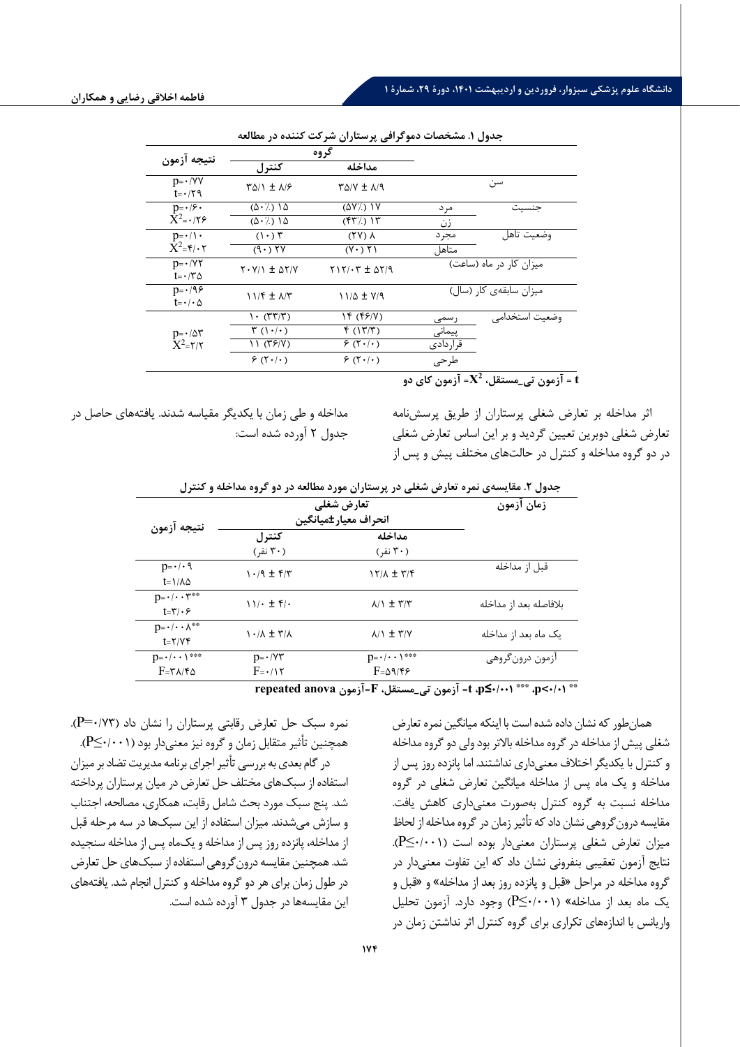**جدول ۱. مشخصات دموگرافی پرستاران شرکت کننده در مطالعه**

| | | گروه | | نتیجه آزمون |
|---|---|---|---|---|
| | | مداخله | کنترل | |
| سن | | ۳۵/۷ ± ۸/۹ | ۳۵/۱ ± ۸/۶ | p=۰/۷۷<br>t=۰/۲۹ |
| جنسیت | مرد | (۵۷٪) ۱۷ | (۵۰٪) ۱۵ | p=۰/۶۰<br>$X^2$=۰/۲۶ |
| | زن | (۴۳٪) ۱۳ | (۵۰٪) ۱۵ | |
| وضعیت تاهل | مجرد | (۲۷) ۸ | (۱۰) ۳ | p=۰/۱۰<br>$X^2$=۴/۰۲ |
| | متاهل | (۷۰) ۲۱ | (۹۰) ۲۷ | |
| میزان کار در ماه (ساعت) | | ۲۱۲/۰۳ ± ۵۲/۹ | ۲۰۷/۱ ± ۵۲/۷ | p=۰/۷۲<br>t=۰/۳۵ |
| میزان سابقه‌ی کار (سال) | | ۱۱/۵ ± ۷/۹ | ۱۱/۴ ± ۸/۳ | p=۰/۹۶<br>t=۰/۰۵ |
| وضعیت استخدامی | رسمی | ۱۴ (۴۶/۷) | ۱۰ (۳۳/۳) | p=۰/۵۳<br>$X^2$=۲/۲ |
| | پیمانی | ۴ (۱۳/۳) | ۳ (۱۰/۰) | |
| | قراردادی | ۶ (۲۰/۰) | ۱۱ (۳۶/۷) | |
| | طرحی | ۶ (۲۰/۰) | ۶ (۲۰/۰) | |

**t = آزمون تی_مستقل، $X^2$= آزمون کای دو**

اثر مداخله بر تعارض شغلی پرستاران از طریق پرسش‌نامه تعارض شغلی دوبرین تعیین گردید و بر این اساس تعارض شغلی در دو گروه مداخله و کنترل در حالت‌های مختلف پیش و پس از مداخله و طی زمان با یکدیگر مقایسه شدند. یافته‌های حاصل در جدول ۲ آورده شده است:

**جدول ۲. مقایسه‌ی نمره تعارض شغلی در پرستاران مورد مطالعه در دو گروه مداخله و کنترل**

| زمان آزمون | تعارض شغلی<br>انحراف معیار±میانگین | | نتیجه آزمون |
|---|---|---|---|
| | مداخله<br>(۳۰ نفر) | کنترل<br>(۳۰ نفر) | |
| قبل از مداخله | ۱۲/۸ ± ۳/۴ | ۱۰/۹ ± ۴/۳ | p=۰/۰۹<br>t=۱/۸۵ |
| بلافاصله بعد از مداخله | ۸/۱ ± ۳/۳ | ۱۱/۰ ± ۴/۰ | p=۰/۰۰۳**<br>t=۳/۰۶ |
| یک ماه بعد از مداخله | ۸/۱ ± ۳/۷ | ۱۰/۸ ± ۳/۸ | p=۰/۰۰۸**<br>t=۲/۷۴ |
| آزمون درون‌گروهی | p=۰/۰۰۱***<br>F=۵۹/۴۶ | p=۰/۷۳<br>F=۰/۱۲ | p=۰/۰۰۱***<br>F=۳۸/۴۵ |

** p<۰/۰۱، *** p≤۰/۰۰۱، t= آزمون تی_مستقل، F=آزمون repeated anova

همان‌طور که نشان داده شده است با اینکه میانگین نمره تعارض شغلی پیش از مداخله در گروه مداخله بالاتر بود ولی دو گروه مداخله و کنترل با یکدیگر اختلاف معنی‌داری نداشتند. اما پانزده روز پس از مداخله و یک ماه پس از مداخله میانگین تعارض شغلی در گروه مداخله نسبت به گروه کنترل به‌صورت معنی‌داری کاهش یافت. مقایسه درون‌گروهی نشان داد که تأثیر زمان در گروه مداخله از لحاظ میزان تعارض شغلی پرستاران معنی‌دار بوده است (P≤۰/۰۰۱). نتایج آزمون تعقیبی بنفرونی نشان داد که این تفاوت معنی‌دار در گروه مداخله در مراحل «قبل و پانزده روز بعد از مداخله» و «قبل و یک ماه بعد از مداخله» (P≤۰/۰۰۱) وجود دارد. آزمون تحلیل واریانس با اندازه‌های تکراری برای گروه کنترل اثر نداشتن زمان در نمره سبک حل تعارض رقابتی پرستاران را نشان داد (P=۰/۷۳). همچنین تأثیر متقابل زمان و گروه نیز معنی‌دار بود (P≤۰/۰۰۱).

در گام بعدی به بررسی تأثیر اجرای برنامه مدیریت تضاد بر میزان استفاده از سبک‌های مختلف حل تعارض در میان پرستاران پرداخته شد. پنج سبک مورد بحث شامل رقابت، همکاری، مصالحه، اجتناب و سازش می‌شدند. میزان استفاده از این سبک‌ها در سه مرحله قبل از مداخله، پانزده روز پس از مداخله و یک‌ماه پس از مداخله سنجیده شد. همچنین مقایسه درون‌گروهی استفاده از سبک‌های حل تعارض در طول زمان برای هر دو گروه مداخله و کنترل انجام شد. یافته‌های این مقایسه‌ها در جدول ۳ آورده شده است.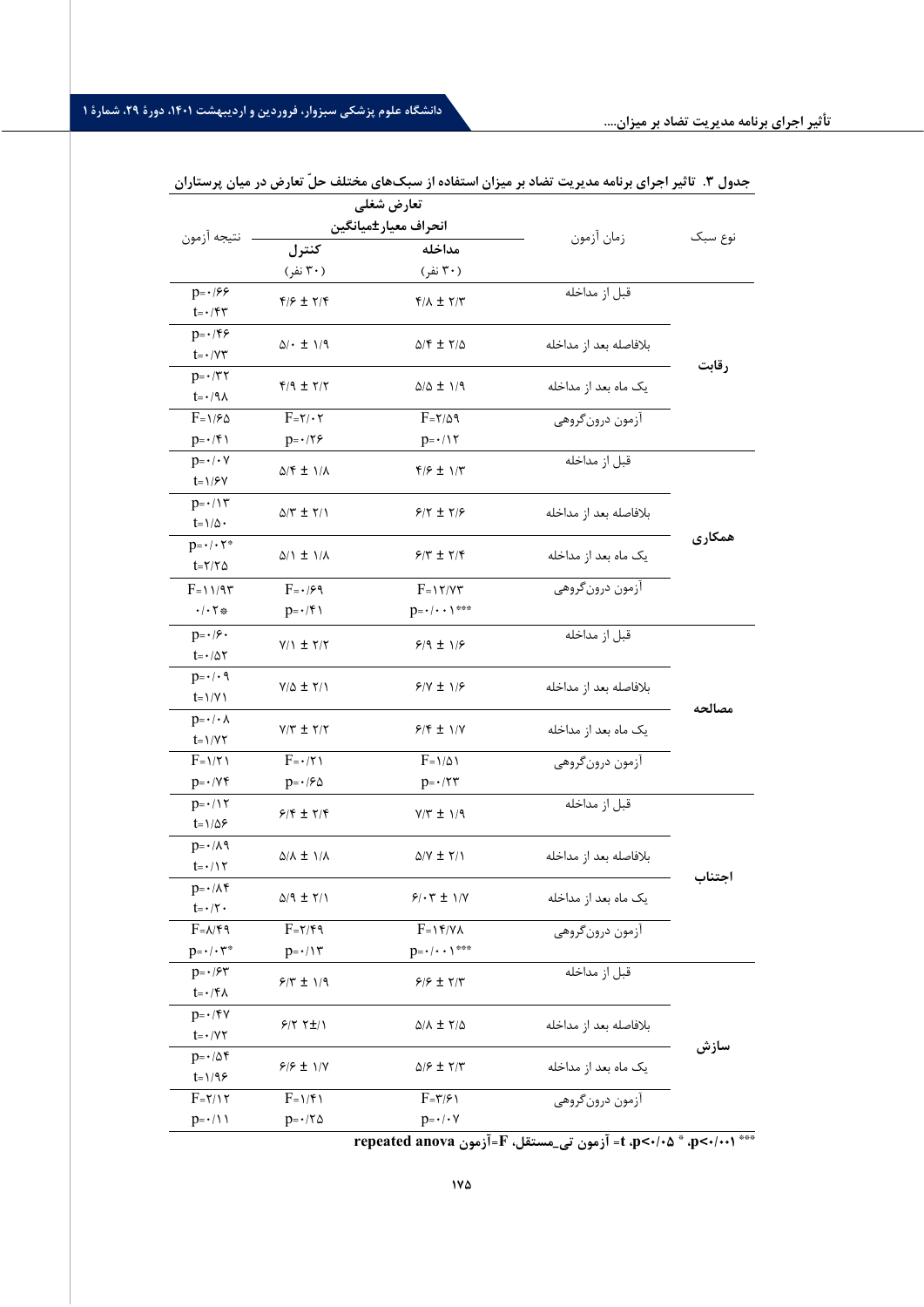جدول ۳. تاثیر اجرای برنامه مدیریت تضاد بر میزان استفاده از سبک‌های مختلف حلّ تعارض در میان پرستاران

| نوع سبک | زمان آزمون | تعارض شغلی انحراف معیار±میانگین مداخله (۳۰ نفر) | کنترل (۳۰ نفر) | نتیجه آزمون |
|---|---|---|---|---|
| رقابت | قبل از مداخله | ۴/۸ ± ۲/۳ | ۴/۶ ± ۲/۴ | p=۰/۶۶ t=۰/۴۳ |
| | بلافاصله بعد از مداخله | ۵/۴ ± ۲/۵ | ۵/۰ ± ۱/۹ | p=۰/۴۶ t=۰/۷۳ |
| | یک ماه بعد از مداخله | ۵/۵ ± ۱/۹ | ۴/۹ ± ۲/۲ | p=۰/۳۲ t=۰/۹۸ |
| | آزمون درون‌گروهی | F=۲/۵۹ p=۰/۱۲ | F=۲/۰۲ p=۰/۲۶ | F=۱/۶۵ p=۰/۴۱ |
| همکاری | قبل از مداخله | ۴/۶ ± ۱/۳ | ۵/۴ ± ۱/۸ | p=۰/۰۷ t=۱/۶۷ |
| | بلافاصله بعد از مداخله | ۶/۲ ± ۲/۶ | ۵/۳ ± ۲/۱ | p=۰/۱۳ t=۱/۵۰ |
| | یک ماه بعد از مداخله | ۶/۳ ± ۲/۴ | ۵/۱ ± ۱/۸ | p=۰/۰۲* t=۲/۲۵ |
| | آزمون درون‌گروهی | F=۱۲/۷۳ p=۰/۰۰۱*** | F=۰/۶۹ p=۰/۴۱ | F=۱۱/۹۳ ۰/۰۲* |
| مصالحه | قبل از مداخله | ۶/۹ ± ۱/۶ | ۷/۱ ± ۲/۲ | p=۰/۶۰ t=۰/۵۲ |
| | بلافاصله بعد از مداخله | ۶/۷ ± ۱/۶ | ۷/۵ ± ۲/۱ | p=۰/۰۹ t=۱/۷۱ |
| | یک ماه بعد از مداخله | ۶/۴ ± ۱/۷ | ۷/۳ ± ۲/۲ | p=۰/۰۸ t=۱/۷۲ |
| | آزمون درون‌گروهی | F=۱/۵۱ p=۰/۲۳ | F=۰/۲۱ p=۰/۶۵ | F=۱/۲۱ p=۰/۷۴ |
| اجتناب | قبل از مداخله | ۷/۳ ± ۱/۹ | ۶/۴ ± ۲/۴ | p=۰/۱۲ t=۱/۵۶ |
| | بلافاصله بعد از مداخله | ۵/۷ ± ۲/۱ | ۵/۸ ± ۱/۸ | p=۰/۸۹ t=۰/۱۲ |
| | یک ماه بعد از مداخله | ۶/۰۳ ± ۱/۷ | ۵/۹ ± ۲/۱ | p=۰/۸۴ t=۰/۲۰ |
| | آزمون درون‌گروهی | F=۱۴/۷۸ p=۰/۰۰۱*** | F=۲/۴۹ p=۰/۱۳ | F=۸/۴۹ p=۰/۰۳* |
| سازش | قبل از مداخله | ۶/۶ ± ۲/۳ | ۶/۳ ± ۱/۹ | p=۰/۶۳ t=۰/۴۸ |
| | بلافاصله بعد از مداخله | ۵/۸ ± ۲/۵ | ۶/۲ ۲±/۱ | p=۰/۴۷ t=۰/۷۲ |
| | یک ماه بعد از مداخله | ۵/۶ ± ۲/۳ | ۶/۶ ± ۱/۷ | p=۰/۵۴ t=۱/۹۶ |
| | آزمون درون‌گروهی | F=۳/۶۱ p=۰/۰۷ | F=۱/۴۱ p=۰/۲۵ | F=۲/۱۲ p=۰/۱۱ |

*** p<۰/۰۰۱، * p<۰/۰۵، t= آزمون تی_مستقل، F=آزمون repeated anova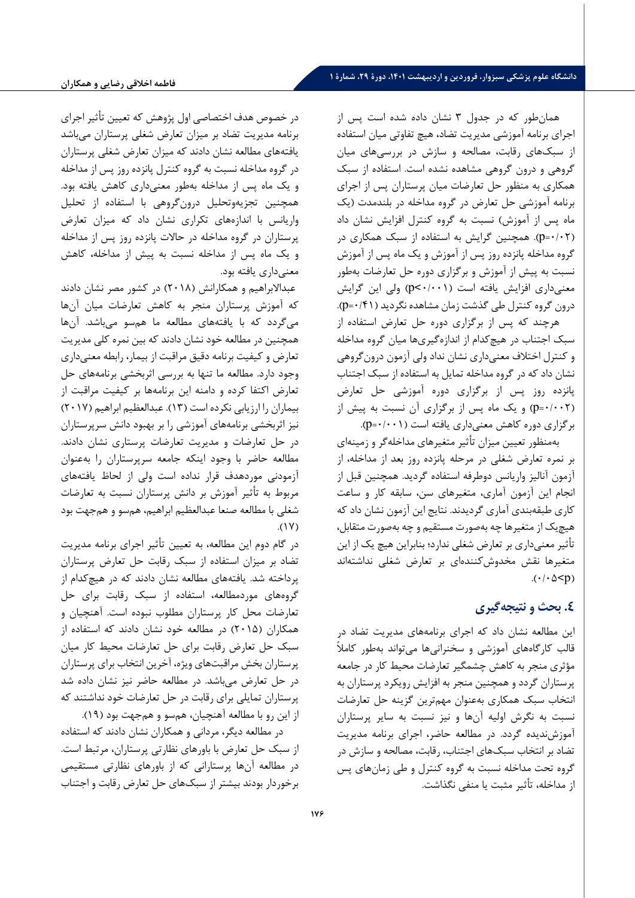همان‌طور که در جدول ۳ نشان داده شده است پس از اجرای برنامه آموزشی مدیریت تضاد، هیچ تفاوتی میان استفاده از سبک‌های رقابت، مصالحه و سازش در بررسی‌های میان گروهی و درون گروهی مشاهده نشده است. استفاده از سبک همکاری به منظور حل تعارضات میان پرستاران پس از اجرای برنامه آموزشی حل تعارض در گروه مداخله در بلندمدت (یک ماه پس از آموزش) نسبت به گروه کنترل افزایش نشان داد (p=۰/۰۲). همچنین گرایش به استفاده از سبک همکاری در گروه مداخله پانزده روز پس از آموزش و یک ماه پس از آموزش نسبت به پیش از آموزش و برگزاری دوره حل تعارضات به‌طور معنی‌داری افزایش یافته است (p<۰/۰۰۱) ولی این گرایش درون گروه کنترل طی گذشت زمان مشاهده نگردید (p=۰/۴۱).

هرچند که پس از برگزاری دوره حل تعارض استفاده از سبک اجتناب در هیچ‌کدام از اندازه‌گیری‌ها میان گروه مداخله و کنترل اختلاف معنی‌داری نشان نداد ولی آزمون درون‌گروهی نشان داد که در گروه مداخله تمایل به استفاده از سبک اجتناب پانزده روز پس از برگزاری دوره آموزشی حل تعارض (p=۰/۰۰۲) و یک ماه پس از برگزاری آن نسبت به پیش از برگزاری دوره کاهش معنی‌داری یافته است (p=۰/۰۰۱).

به‌منظور تعیین میزان تأثیر متغیرهای مداخله‌گر و زمینه‌ای بر نمره تعارض شغلی در مرحله پانزده روز بعد از مداخله، از آزمون آنالیز واریانس دوطرفه استفاده گردید. همچنین قبل از انجام این آزمون آماری، متغیرهای سن، سابقه کار و ساعت کاری طبقه‌بندی آماری گردیدند. نتایج این آزمون نشان داد که هیچ‌یک از متغیرها چه به‌صورت مستقیم و چه به‌صورت متقابل، تأثیر معنی‌داری بر تعارض شغلی ندارد؛ بنابراین هیچ یک از این متغیرها نقش مخدوش‌کننده‌ای بر تعارض شغلی نداشته‌اند (p>۰/۰۵).

## ٤. بحث و نتیجه‌گیری

این مطالعه نشان داد که اجرای برنامه‌های مدیریت تضاد در قالب کارگاه‌های آموزشی و سخنرانی‌ها می‌تواند به‌طور کاملاً مؤثری منجر به کاهش چشمگیر تعارضات محیط کار در جامعه پرستاران گردد و همچنین منجر به افزایش رویکرد پرستاران به انتخاب سبک همکاری به‌عنوان مهم‌ترین گزینه حل تعارضات نسبت به نگرش اولیه آن‌ها و نیز نسبت به سایر پرستاران آموزش‌ندیده گردد. در مطالعه حاضر، اجرای برنامه مدیریت تضاد بر انتخاب سبک‌های اجتناب، رقابت، مصالحه و سازش در گروه تحت مداخله نسبت به گروه کنترل و طی زمان‌های پس از مداخله، تأثیر مثبت یا منفی نگذاشت.

در خصوص هدف اختصاصی اول پژوهش که تعیین تأثیر اجرای برنامه مدیریت تضاد بر میزان تعارض شغلی پرستاران می‌باشد یافته‌های مطالعه نشان دادند که میزان تعارض شغلی پرستاران در گروه مداخله نسبت به گروه کنترل پانزده روز پس از مداخله و یک ماه پس از مداخله به‌طور معنی‌داری کاهش یافته بود. همچنین تجزیه‌وتحلیل درون‌گروهی با استفاده از تحلیل واریانس با اندازه‌های تکراری نشان داد که میزان تعارض پرستاران در گروه مداخله در حالات پانزده روز پس از مداخله و یک ماه پس از مداخله نسبت به پیش از مداخله، کاهش معنی‌داری یافته بود.

عبدالابراهیم و همکارانش (۲۰۱۸) در کشور مصر نشان دادند که آموزش پرستاران منجر به کاهش تعارضات میان آن‌ها می‌گردد که با یافته‌های مطالعه ما همسو می‌باشد. آن‌ها همچنین در مطالعه خود نشان دادند که بین نمره کلی مدیریت تعارض و کیفیت برنامه دقیق مراقبت از بیمار، رابطه معنی‌داری وجود دارد. مطالعه ما تنها به بررسی اثربخشی برنامه‌های حل تعارض اکتفا کرده و دامنه این برنامه‌ها بر کیفیت مراقبت از بیماران را ارزیابی نکرده است (۱۳). عبدالعظیم ابراهیم (۲۰۱۷) نیز اثربخشی برنامه‌های آموزشی را بر بهبود دانش سرپرستاران در حل تعارضات و مدیریت تعارضات پرستاری نشان دادند. مطالعه حاضر با وجود اینکه جامعه سرپرستاران را به‌عنوان آزمودنی موردهدف قرار نداده است ولی از لحاظ یافته‌های مربوط به تأثیر آموزش بر دانش پرستاران نسبت به تعارضات شغلی با مطالعه صنعا عبدالعظیم ابراهیم، همسو و هم‌جهت بود (۱۷).

در گام دوم این مطالعه، به تعیین تأثیر اجرای برنامه مدیریت تضاد بر میزان استفاده از سبک رقابت حل تعارض پرستاران پرداخته شد. یافته‌های مطالعه نشان دادند که در هیچ‌کدام از گروه‌های موردمطالعه، استفاده از سبک رقابت برای حل تعارضات محل کار پرستاران مطلوب نبوده است. آهنچیان و همکاران (۲۰۱۵) در مطالعه خود نشان دادند که استفاده از سبک حل تعارض رقابت برای حل تعارضات محیط کار میان پرستاران بخش مراقبت‌های ویژه، آخرین انتخاب برای پرستاران در حل تعارض می‌باشد. در مطالعه حاضر نیز نشان داده شد پرستاران تمایلی برای رقابت در حل تعارضات خود نداشتند که از این رو با مطالعه آهنچیان، همسو و هم‌جهت بود (۱۹).

در مطالعه دیگر، مردانی و همکاران نشان دادند که استفاده از سبک حل تعارض با باورهای نظارتی پرستاران، مرتبط است. در مطالعه آن‌ها پرستارانی که از باورهای نظارتی مستقیمی برخوردار بودند بیشتر از سبک‌های حل تعارض رقابت و اجتناب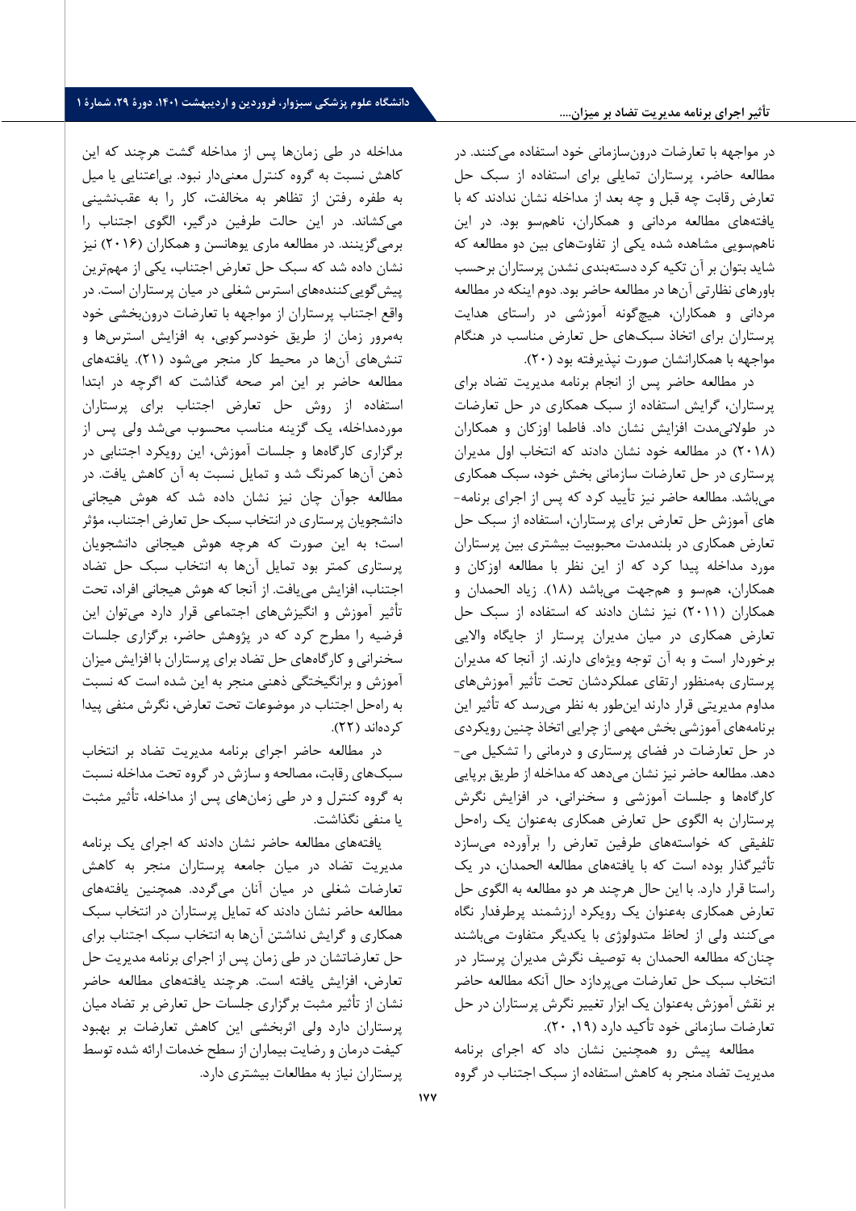در مواجهه با تعارضات درون‌سازمانی خود استفاده می‌کنند. در مطالعه حاضر، پرستاران تمایلی برای استفاده از سبک حل تعارض رقابت چه قبل و چه بعد از مداخله نشان ندادند که با یافته‌های مطالعه مردانی و همکاران، ناهمسو بود. در این ناهمسویی مشاهده شده یکی از تفاوت‌های بین دو مطالعه که شاید بتوان بر آن تکیه کرد دسته‌بندی نشدن پرستاران برحسب باورهای نظارتی آن‌ها در مطالعه حاضر بود. دوم اینکه در مطالعه مردانی و همکاران، هیچ‌گونه آموزشی در راستای هدایت پرستاران برای اتخاذ سبک‌های حل تعارض مناسب در هنگام مواجهه با همکارانشان صورت نپذیرفته بود (۲۰).

در مطالعه حاضر پس از انجام برنامه مدیریت تضاد برای پرستاران، گرایش استفاده از سبک همکاری در حل تعارضات در طولانی‌مدت افزایش نشان داد. فاطما اوزکان و همکاران (۲۰۱۸) در مطالعه خود نشان دادند که انتخاب اول مدیران پرستاری در حل تعارضات سازمانی بخش خود، سبک همکاری می‌باشد. مطالعه حاضر نیز تأیید کرد که پس از اجرای برنامه‌های آموزش حل تعارض برای پرستاران، استفاده از سبک حل تعارض همکاری در بلندمدت محبوبیت بیشتری بین پرستاران مورد مداخله پیدا کرد که از این نظر با مطالعه اوزکان و همکاران، هم‌سو و هم‌جهت می‌باشد (۱۸). زیاد الحمدان و همکاران (۲۰۱۱) نیز نشان دادند که استفاده از سبک حل تعارض همکاری در میان مدیران پرستار از جایگاه والایی برخوردار است و به آن توجه ویژه‌ای دارند. از آنجا که مدیران پرستاری به‌منظور ارتقای عملکردشان تحت تأثیر آموزش‌های مداوم مدیریتی قرار دارند این‌طور به نظر می‌رسد که تأثیر این برنامه‌های آموزشی بخش مهمی از چرایی اتخاذ چنین رویکردی در حل تعارضات در فضای پرستاری و درمانی را تشکیل می‌دهد. مطالعه حاضر نیز نشان می‌دهد که مداخله از طریق برپایی کارگاه‌ها و جلسات آموزشی و سخنرانی، در افزایش نگرش پرستاران به الگوی حل تعارض همکاری به‌عنوان یک راه‌حل تلفیقی که خواسته‌های طرفین تعارض را برآورده می‌سازد تأثیرگذار بوده است که با یافته‌های مطالعه الحمدان، در یک راستا قرار دارد. با این حال هرچند هر دو مطالعه به الگوی حل تعارض همکاری به‌عنوان یک رویکرد ارزشمند پرطرفدار نگاه می‌کنند ولی از لحاظ متدولوژی با یکدیگر متفاوت می‌باشند چنان‌که مطالعه الحمدان به توصیف نگرش مدیران پرستار در انتخاب سبک حل تعارضات می‌پردازد حال آنکه مطالعه حاضر بر نقش آموزش به‌عنوان یک ابزار تغییر نگرش پرستاران در حل تعارضات سازمانی خود تأکید دارد (۱۹, ۲۰).

مطالعه پیش رو همچنین نشان داد که اجرای برنامه مدیریت تضاد منجر به کاهش استفاده از سبک اجتناب در گروه مداخله در طی زمان‌ها پس از مداخله گشت هرچند که این کاهش نسبت به گروه کنترل معنی‌دار نبود. بی‌اعتنایی یا میل به طفره رفتن از تظاهر به مخالفت، کار را به عقب‌نشینی می‌کشاند. در این حالت طرفین درگیر، الگوی اجتناب را برمی‌گزینند. در مطالعه ماری یوهانسن و همکاران (۲۰۱۶) نیز نشان داده شد که سبک حل تعارض اجتناب، یکی از مهم‌ترین پیش‌گویی‌کننده‌های استرس شغلی در میان پرستاران است. در واقع اجتناب پرستاران از مواجهه با تعارضات درون‌بخشی خود به‌مرور زمان از طریق خودسرکوبی، به افزایش استرس‌ها و تنش‌های آن‌ها در محیط کار منجر می‌شود (۲۱). یافته‌های مطالعه حاضر بر این امر صحه گذاشت که اگرچه در ابتدا استفاده از روش حل تعارض اجتناب برای پرستاران موردمداخله، یک گزینه مناسب محسوب می‌شد ولی پس از برگزاری کارگاه‌ها و جلسات آموزش، این رویکرد اجتنابی در ذهن آن‌ها کمرنگ شد و تمایل نسبت به آن کاهش یافت. در مطالعه جوآن چان نیز نشان داده شد که هوش هیجانی دانشجویان پرستاری در انتخاب سبک حل تعارض اجتناب، مؤثر است؛ به این صورت که هرچه هوش هیجانی دانشجویان پرستاری کمتر بود تمایل آن‌ها به انتخاب سبک حل تضاد اجتناب، افزایش می‌یافت. از آنجا که هوش هیجانی افراد، تحت تأثیر آموزش و انگیزش‌های اجتماعی قرار دارد می‌توان این فرضیه را مطرح کرد که در پژوهش حاضر، برگزاری جلسات سخنرانی و کارگاه‌های حل تضاد برای پرستاران با افزایش میزان آموزش و برانگیختگی ذهنی منجر به این شده است که نسبت به راه‌حل اجتناب در موضوعات تحت تعارض، نگرش منفی پیدا کرده‌اند (۲۲).

در مطالعه حاضر اجرای برنامه مدیریت تضاد بر انتخاب سبک‌های رقابت، مصالحه و سازش در گروه تحت مداخله نسبت به گروه کنترل و در طی زمان‌های پس از مداخله، تأثیر مثبت یا منفی نگذاشت.

یافته‌های مطالعه حاضر نشان دادند که اجرای یک برنامه مدیریت تضاد در میان جامعه پرستاران منجر به کاهش تعارضات شغلی در میان آنان می‌گردد. همچنین یافته‌های مطالعه حاضر نشان دادند که تمایل پرستاران در انتخاب سبک همکاری و گرایش نداشتن آن‌ها به انتخاب سبک اجتناب برای حل تعارضاتشان در طی زمان پس از اجرای برنامه مدیریت حل تعارض، افزایش یافته است. هرچند یافته‌های مطالعه حاضر نشان از تأثیر مثبت برگزاری جلسات حل تعارض بر تضاد میان پرستاران دارد ولی اثربخشی این کاهش تعارضات بر بهبود کیفیت درمان و رضایت بیماران از سطح خدمات ارائه شده توسط پرستاران نیاز به مطالعات بیشتری دارد.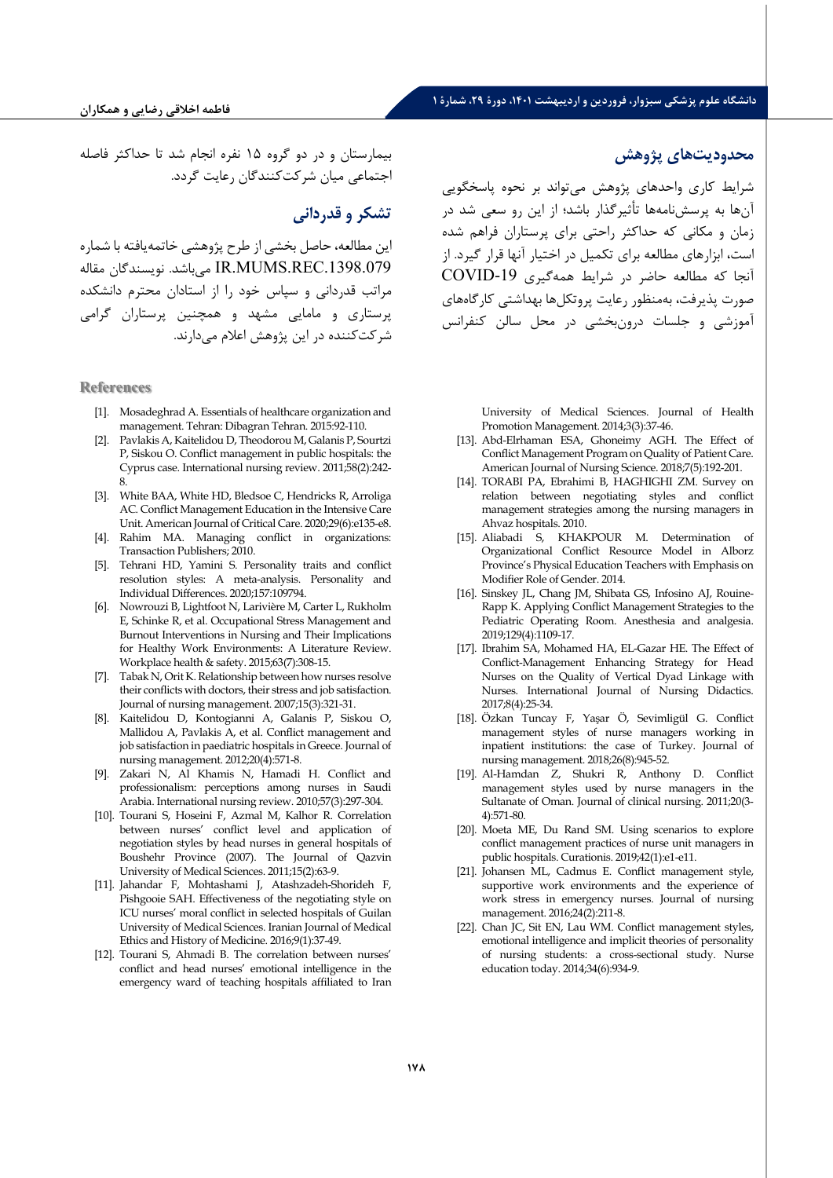## محدودیت‌های پژوهش

شرایط کاری واحدهای پژوهش می‌تواند بر نحوه پاسخگویی آن‌ها به پرسش‌نامه‌ها تأثیرگذار باشد؛ از این رو سعی شد در زمان و مکانی که حداکثر راحتی برای پرستاران فراهم شده است، ابزارهای مطالعه برای تکمیل در اختیار آنها قرار گیرد. از آنجا که مطالعه حاضر در شرایط همه‌گیری COVID-19 صورت پذیرفت، به‌منظور رعایت پروتکل‌ها بهداشتی کارگاه‌های آموزشی و جلسات درون‌بخشی در محل سالن کنفرانس بیمارستان و در دو گروه ۱۵ نفره انجام شد تا حداکثر فاصله اجتماعی میان شرکت‌کنندگان رعایت گردد.

## تشکر و قدردانی

این مطالعه، حاصل بخشی از طرح پژوهشی خاتمه‌یافته با شماره IR.MUMS.REC.1398.079 می‌باشد. نویسندگان مقاله مراتب قدردانی و سپاس خود را از استادان محترم دانشکده پرستاری و مامایی مشهد و همچنین پرستاران گرامی شرکت‌کننده در این پژوهش اعلام می‌دارند.

## References

[1]. Mosadeghrad A. Essentials of healthcare organization and management. Tehran: Dibagran Tehran. 2015:92-110.

[2]. Pavlakis A, Kaitelidou D, Theodorou M, Galanis P, Sourtzi P, Siskou O. Conflict management in public hospitals: the Cyprus case. International nursing review. 2011;58(2):242-8.

[3]. White BAA, White HD, Bledsoe C, Hendricks R, Arroliga AC. Conflict Management Education in the Intensive Care Unit. American Journal of Critical Care. 2020;29(6):e135-e8.

[4]. Rahim MA. Managing conflict in organizations: Transaction Publishers; 2010.

[5]. Tehrani HD, Yamini S. Personality traits and conflict resolution styles: A meta-analysis. Personality and Individual Differences. 2020;157:109794.

[6]. Nowrouzi B, Lightfoot N, Larivière M, Carter L, Rukholm E, Schinke R, et al. Occupational Stress Management and Burnout Interventions in Nursing and Their Implications for Healthy Work Environments: A Literature Review. Workplace health & safety. 2015;63(7):308-15.

[7]. Tabak N, Orit K. Relationship between how nurses resolve their conflicts with doctors, their stress and job satisfaction. Journal of nursing management. 2007;15(3):321-31.

[8]. Kaitelidou D, Kontogianni A, Galanis P, Siskou O, Mallidou A, Pavlakis A, et al. Conflict management and job satisfaction in paediatric hospitals in Greece. Journal of nursing management. 2012;20(4):571-8.

[9]. Zakari N, Al Khamis N, Hamadi H. Conflict and professionalism: perceptions among nurses in Saudi Arabia. International nursing review. 2010;57(3):297-304.

[10]. Tourani S, Hoseini F, Azmal M, Kalhor R. Correlation between nurses' conflict level and application of negotiation styles by head nurses in general hospitals of Boushehr Province (2007). The Journal of Qazvin University of Medical Sciences. 2011;15(2):63-9.

[11]. Jahandar F, Mohtashami J, Atashzadeh-Shorideh F, Pishgooie SAH. Effectiveness of the negotiating style on ICU nurses' moral conflict in selected hospitals of Guilan University of Medical Sciences. Iranian Journal of Medical Ethics and History of Medicine. 2016;9(1):37-49.

[12]. Tourani S, Ahmadi B. The correlation between nurses' conflict and head nurses' emotional intelligence in the emergency ward of teaching hospitals affiliated to Iran University of Medical Sciences. Journal of Health Promotion Management. 2014;3(3):37-46.

[13]. Abd-Elrhaman ESA, Ghoneimy AGH. The Effect of Conflict Management Program on Quality of Patient Care. American Journal of Nursing Science. 2018;7(5):192-201.

[14]. TORABI PA, Ebrahimi B, HAGHIGHI ZM. Survey on relation between negotiating styles and conflict management strategies among the nursing managers in Ahvaz hospitals. 2010.

[15]. Aliabadi S, KHAKPOUR M. Determination of Organizational Conflict Resource Model in Alborz Province's Physical Education Teachers with Emphasis on Modifier Role of Gender. 2014.

[16]. Sinskey JL, Chang JM, Shibata GS, Infosino AJ, Rouine-Rapp K. Applying Conflict Management Strategies to the Pediatric Operating Room. Anesthesia and analgesia. 2019;129(4):1109-17.

[17]. Ibrahim SA, Mohamed HA, EL-Gazar HE. The Effect of Conflict-Management Enhancing Strategy for Head Nurses on the Quality of Vertical Dyad Linkage with Nurses. International Journal of Nursing Didactics. 2017;8(4):25-34.

[18]. Özkan Tuncay F, Yaşar Ö, Sevimligül G. Conflict management styles of nurse managers working in inpatient institutions: the case of Turkey. Journal of nursing management. 2018;26(8):945-52.

[19]. Al-Hamdan Z, Shukri R, Anthony D. Conflict management styles used by nurse managers in the Sultanate of Oman. Journal of clinical nursing. 2011;20(3-4):571-80.

[20]. Moeta ME, Du Rand SM. Using scenarios to explore conflict management practices of nurse unit managers in public hospitals. Curationis. 2019;42(1):e1-e11.

[21]. Johansen ML, Cadmus E. Conflict management style, supportive work environments and the experience of work stress in emergency nurses. Journal of nursing management. 2016;24(2):211-8.

[22]. Chan JC, Sit EN, Lau WM. Conflict management styles, emotional intelligence and implicit theories of personality of nursing students: a cross-sectional study. Nurse education today. 2014;34(6):934-9.